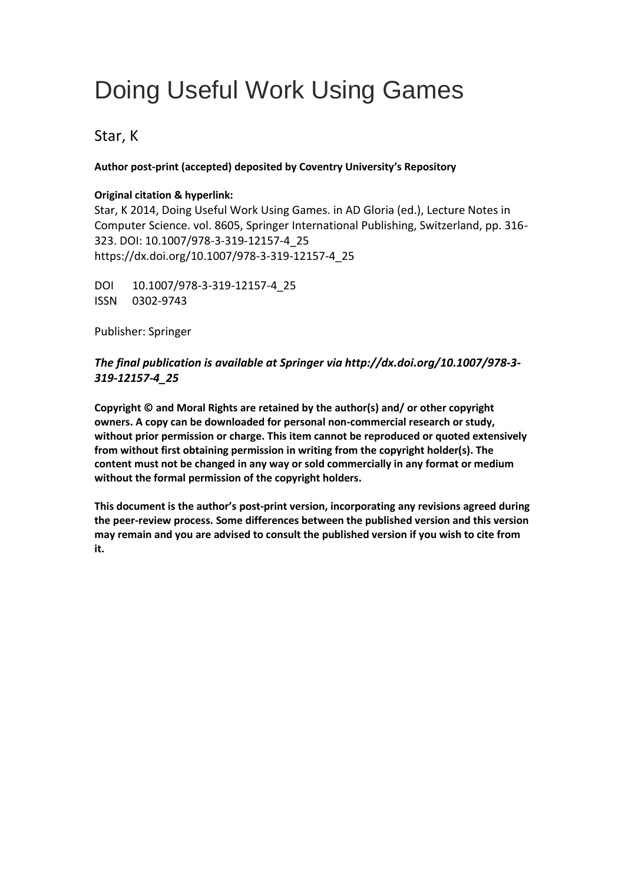# Doing Useful Work Using Games

Star, K

**Author post-print (accepted) deposited by Coventry University's Repository**

**Original citation & hyperlink:**
Star, K 2014, Doing Useful Work Using Games. in AD Gloria (ed.), Lecture Notes in Computer Science. vol. 8605, Springer International Publishing, Switzerland, pp. 316-323. DOI: 10.1007/978-3-319-12157-4_25
https://dx.doi.org/10.1007/978-3-319-12157-4_25

DOI 10.1007/978-3-319-12157-4_25
ISSN 0302-9743

Publisher: Springer

***The final publication is available at Springer via http://dx.doi.org/10.1007/978-3-319-12157-4_25***

**Copyright © and Moral Rights are retained by the author(s) and/ or other copyright owners. A copy can be downloaded for personal non-commercial research or study, without prior permission or charge. This item cannot be reproduced or quoted extensively from without first obtaining permission in writing from the copyright holder(s). The content must not be changed in any way or sold commercially in any format or medium without the formal permission of the copyright holders.**

**This document is the author's post-print version, incorporating any revisions agreed during the peer-review process. Some differences between the published version and this version may remain and you are advised to consult the published version if you wish to cite from it.**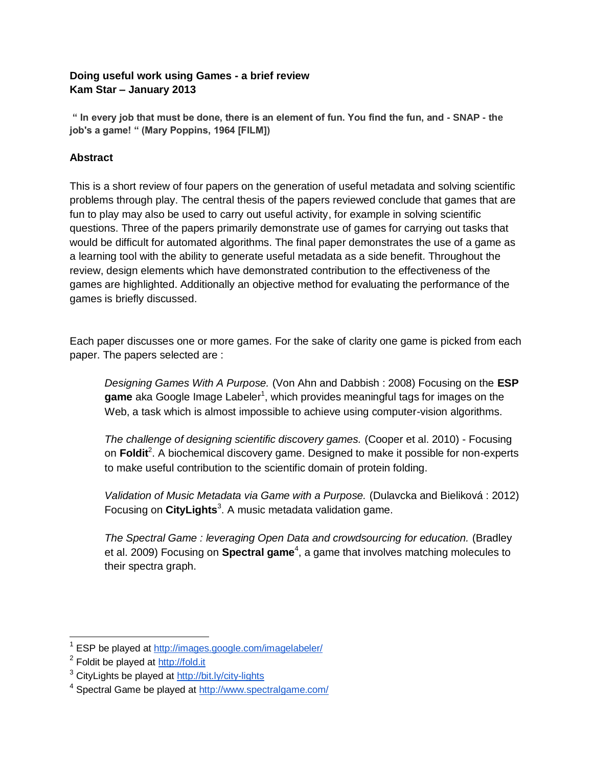**Doing useful work using Games - a brief review**
**Kam Star – January 2013**

**" In every job that must be done, there is an element of fun. You find the fun, and - SNAP - the job's a game! " (Mary Poppins, 1964 [FILM])**

## Abstract

This is a short review of four papers on the generation of useful metadata and solving scientific problems through play. The central thesis of the papers reviewed conclude that games that are fun to play may also be used to carry out useful activity, for example in solving scientific questions. Three of the papers primarily demonstrate use of games for carrying out tasks that would be difficult for automated algorithms. The final paper demonstrates the use of a game as a learning tool with the ability to generate useful metadata as a side benefit. Throughout the review, design elements which have demonstrated contribution to the effectiveness of the games are highlighted. Additionally an objective method for evaluating the performance of the games is briefly discussed.

Each paper discusses one or more games. For the sake of clarity one game is picked from each paper. The papers selected are :

> *Designing Games With A Purpose.* (Von Ahn and Dabbish : 2008) Focusing on the **ESP game** aka Google Image Labeler[1], which provides meaningful tags for images on the Web, a task which is almost impossible to achieve using computer-vision algorithms.
>
> *The challenge of designing scientific discovery games.* (Cooper et al. 2010) - Focusing on **Foldit**[2]. A biochemical discovery game. Designed to make it possible for non-experts to make useful contribution to the scientific domain of protein folding.
>
> *Validation of Music Metadata via Game with a Purpose.* (Dulavcka and Bieliková : 2012) Focusing on **CityLights**[3]. A music metadata validation game.
>
> *The Spectral Game : leveraging Open Data and crowdsourcing for education.* (Bradley et al. 2009) Focusing on **Spectral game**[4], a game that involves matching molecules to their spectra graph.

---

[1] ESP be played at http://images.google.com/imagelabeler/

[2] Foldit be played at http://fold.it

[3] CityLights be played at http://bit.ly/city-lights

[4] Spectral Game be played at http://www.spectralgame.com/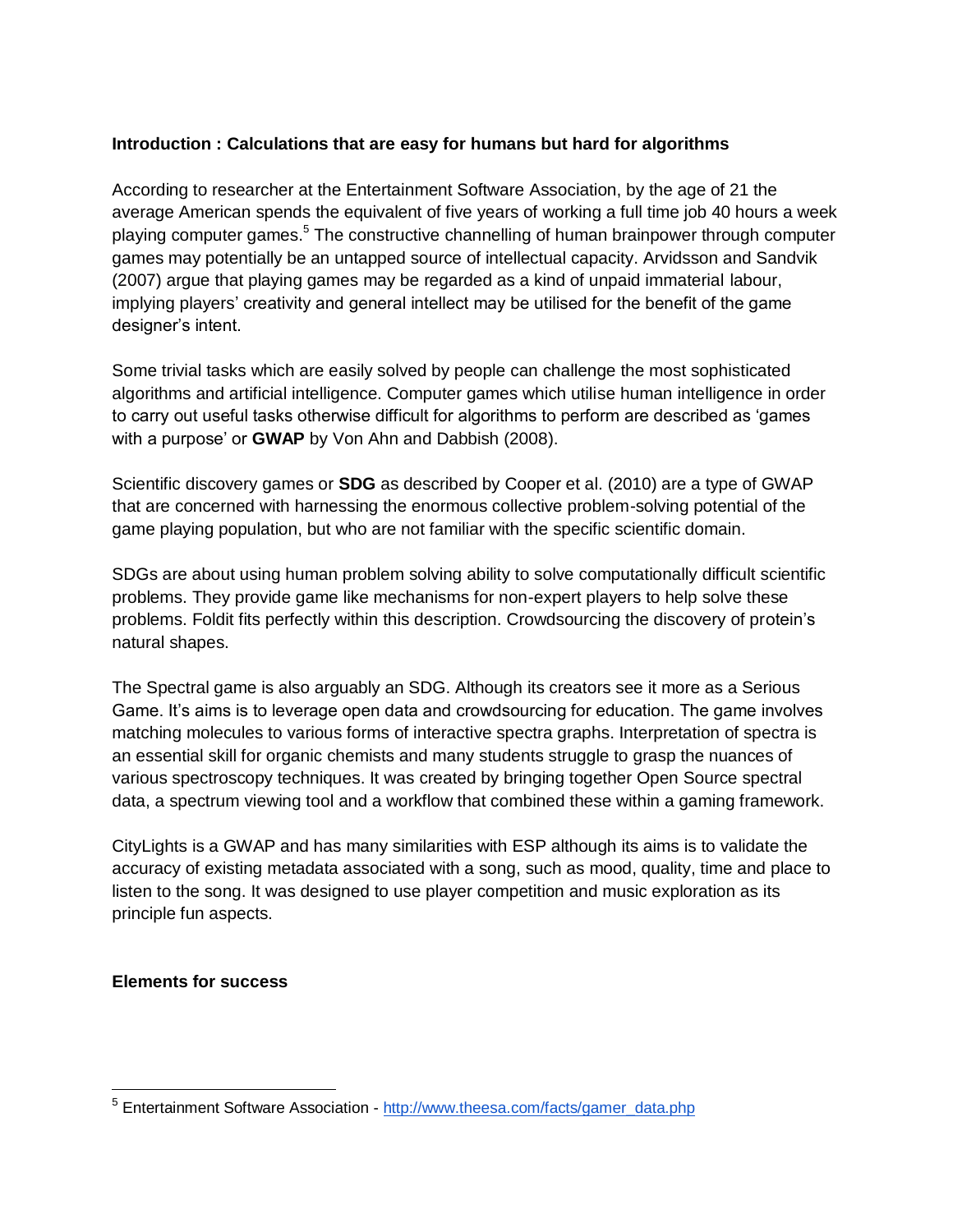**Introduction : Calculations that are easy for humans but hard for algorithms**

According to researcher at the Entertainment Software Association, by the age of 21 the average American spends the equivalent of five years of working a full time job 40 hours a week playing computer games.[5] The constructive channelling of human brainpower through computer games may potentially be an untapped source of intellectual capacity. Arvidsson and Sandvik (2007) argue that playing games may be regarded as a kind of unpaid immaterial labour, implying players' creativity and general intellect may be utilised for the benefit of the game designer's intent.

Some trivial tasks which are easily solved by people can challenge the most sophisticated algorithms and artificial intelligence. Computer games which utilise human intelligence in order to carry out useful tasks otherwise difficult for algorithms to perform are described as 'games with a purpose' or **GWAP** by Von Ahn and Dabbish (2008).

Scientific discovery games or **SDG** as described by Cooper et al. (2010) are a type of GWAP that are concerned with harnessing the enormous collective problem-solving potential of the game playing population, but who are not familiar with the specific scientific domain.

SDGs are about using human problem solving ability to solve computationally difficult scientific problems. They provide game like mechanisms for non-expert players to help solve these problems. Foldit fits perfectly within this description. Crowdsourcing the discovery of protein's natural shapes.

The Spectral game is also arguably an SDG. Although its creators see it more as a Serious Game. It's aims is to leverage open data and crowdsourcing for education. The game involves matching molecules to various forms of interactive spectra graphs. Interpretation of spectra is an essential skill for organic chemists and many students struggle to grasp the nuances of various spectroscopy techniques. It was created by bringing together Open Source spectral data, a spectrum viewing tool and a workflow that combined these within a gaming framework.

CityLights is a GWAP and has many similarities with ESP although its aims is to validate the accuracy of existing metadata associated with a song, such as mood, quality, time and place to listen to the song. It was designed to use player competition and music exploration as its principle fun aspects.

**Elements for success**

[5] Entertainment Software Association - http://www.theesa.com/facts/gamer_data.php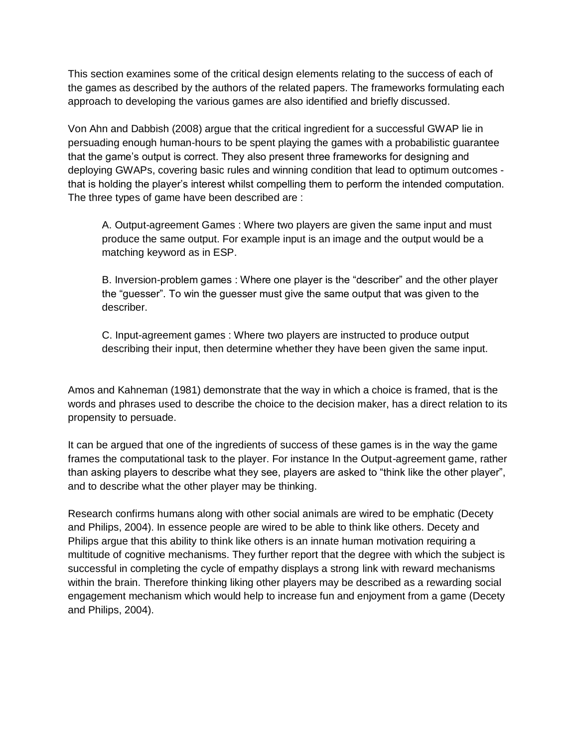This section examines some of the critical design elements relating to the success of each of the games as described by the authors of the related papers. The frameworks formulating each approach to developing the various games are also identified and briefly discussed.

Von Ahn and Dabbish (2008) argue that the critical ingredient for a successful GWAP lie in persuading enough human-hours to be spent playing the games with a probabilistic guarantee that the game's output is correct. They also present three frameworks for designing and deploying GWAPs, covering basic rules and winning condition that lead to optimum outcomes - that is holding the player's interest whilst compelling them to perform the intended computation. The three types of game have been described are :

> A. Output-agreement Games : Where two players are given the same input and must produce the same output. For example input is an image and the output would be a matching keyword as in ESP.
>
> B. Inversion-problem games : Where one player is the "describer" and the other player the "guesser". To win the guesser must give the same output that was given to the describer.
>
> C. Input-agreement games : Where two players are instructed to produce output describing their input, then determine whether they have been given the same input.

Amos and Kahneman (1981) demonstrate that the way in which a choice is framed, that is the words and phrases used to describe the choice to the decision maker, has a direct relation to its propensity to persuade.

It can be argued that one of the ingredients of success of these games is in the way the game frames the computational task to the player. For instance In the Output-agreement game, rather than asking players to describe what they see, players are asked to "think like the other player", and to describe what the other player may be thinking.

Research confirms humans along with other social animals are wired to be emphatic (Decety and Philips, 2004). In essence people are wired to be able to think like others. Decety and Philips argue that this ability to think like others is an innate human motivation requiring a multitude of cognitive mechanisms. They further report that the degree with which the subject is successful in completing the cycle of empathy displays a strong link with reward mechanisms within the brain. Therefore thinking liking other players may be described as a rewarding social engagement mechanism which would help to increase fun and enjoyment from a game (Decety and Philips, 2004).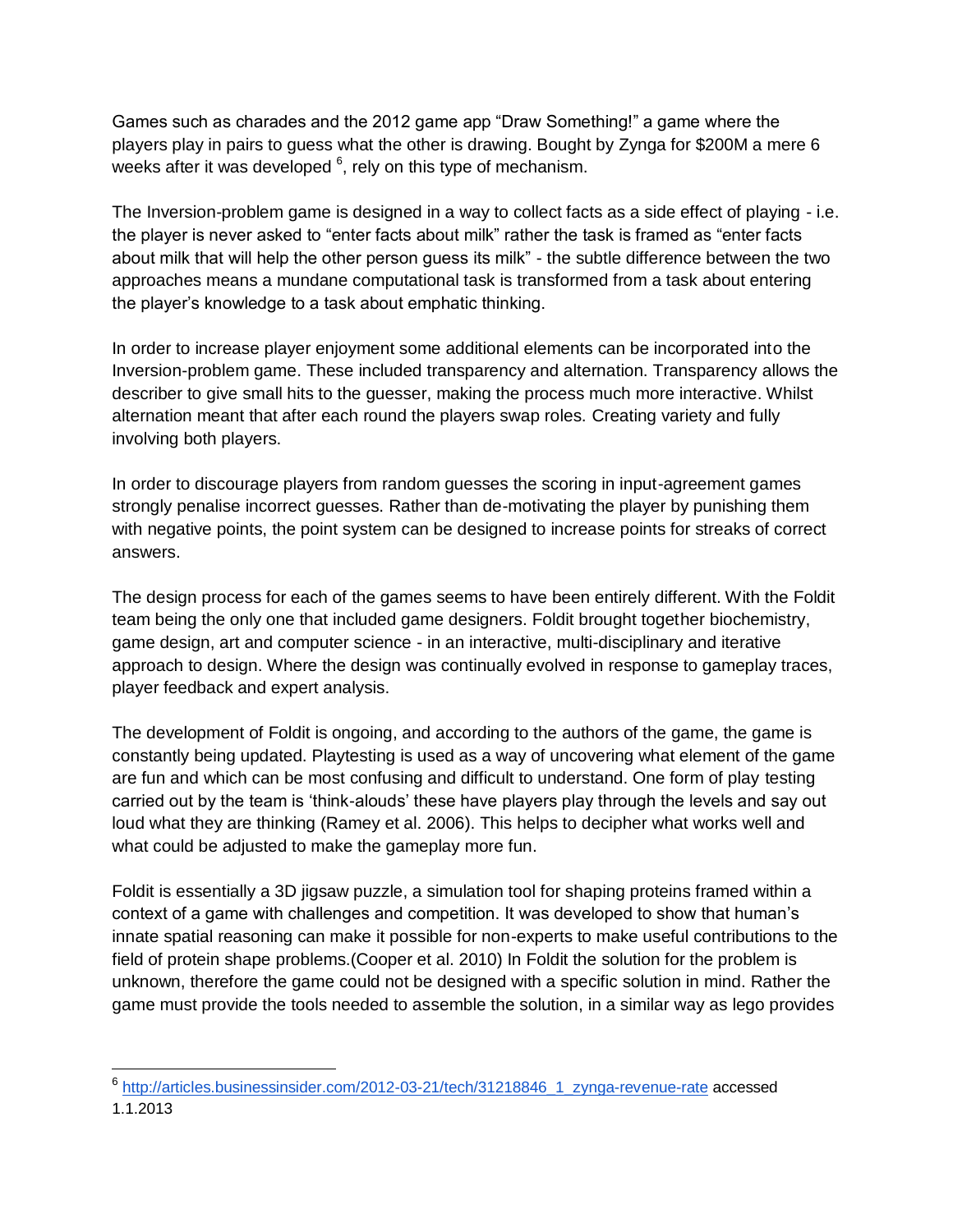Games such as charades and the 2012 game app "Draw Something!" a game where the players play in pairs to guess what the other is drawing. Bought by Zynga for $200M a mere 6 weeks after it was developed [6], rely on this type of mechanism.

The Inversion-problem game is designed in a way to collect facts as a side effect of playing - i.e. the player is never asked to "enter facts about milk" rather the task is framed as "enter facts about milk that will help the other person guess its milk" - the subtle difference between the two approaches means a mundane computational task is transformed from a task about entering the player's knowledge to a task about emphatic thinking.

In order to increase player enjoyment some additional elements can be incorporated into the Inversion-problem game. These included transparency and alternation. Transparency allows the describer to give small hits to the guesser, making the process much more interactive. Whilst alternation meant that after each round the players swap roles. Creating variety and fully involving both players.

In order to discourage players from random guesses the scoring in input-agreement games strongly penalise incorrect guesses. Rather than de-motivating the player by punishing them with negative points, the point system can be designed to increase points for streaks of correct answers.

The design process for each of the games seems to have been entirely different. With the Foldit team being the only one that included game designers. Foldit brought together biochemistry, game design, art and computer science - in an interactive, multi-disciplinary and iterative approach to design. Where the design was continually evolved in response to gameplay traces, player feedback and expert analysis.

The development of Foldit is ongoing, and according to the authors of the game, the game is constantly being updated. Playtesting is used as a way of uncovering what element of the game are fun and which can be most confusing and difficult to understand. One form of play testing carried out by the team is 'think-alouds' these have players play through the levels and say out loud what they are thinking (Ramey et al. 2006). This helps to decipher what works well and what could be adjusted to make the gameplay more fun.

Foldit is essentially a 3D jigsaw puzzle, a simulation tool for shaping proteins framed within a context of a game with challenges and competition. It was developed to show that human's innate spatial reasoning can make it possible for non-experts to make useful contributions to the field of protein shape problems.(Cooper et al. 2010) In Foldit the solution for the problem is unknown, therefore the game could not be designed with a specific solution in mind. Rather the game must provide the tools needed to assemble the solution, in a similar way as lego provides

[6] http://articles.businessinsider.com/2012-03-21/tech/31218846_1_zynga-revenue-rate accessed 1.1.2013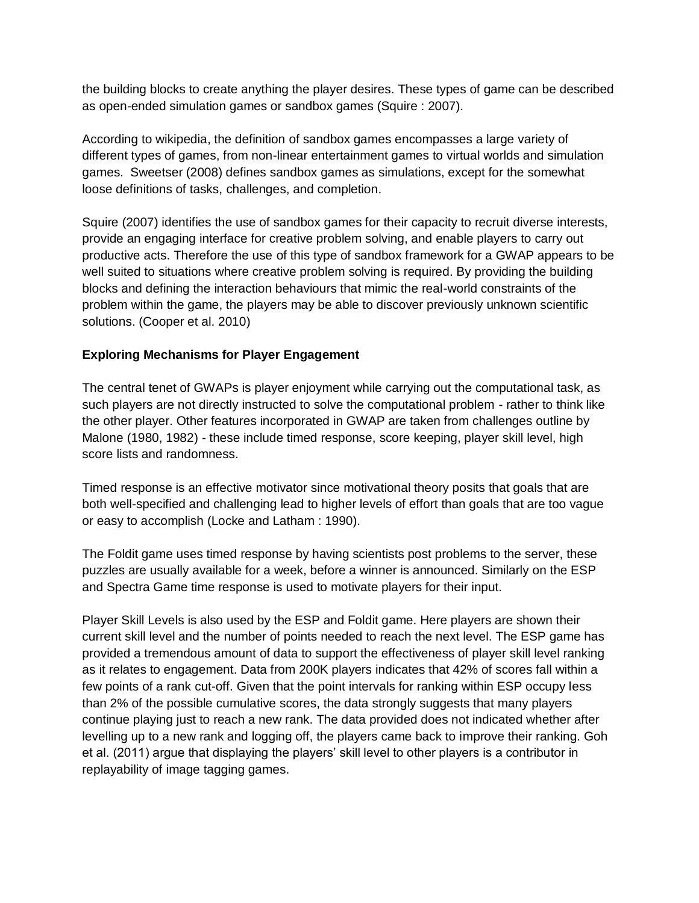the building blocks to create anything the player desires. These types of game can be described as open-ended simulation games or sandbox games (Squire : 2007).

According to wikipedia, the definition of sandbox games encompasses a large variety of different types of games, from non-linear entertainment games to virtual worlds and simulation games. Sweetser (2008) defines sandbox games as simulations, except for the somewhat loose definitions of tasks, challenges, and completion.

Squire (2007) identifies the use of sandbox games for their capacity to recruit diverse interests, provide an engaging interface for creative problem solving, and enable players to carry out productive acts. Therefore the use of this type of sandbox framework for a GWAP appears to be well suited to situations where creative problem solving is required. By providing the building blocks and defining the interaction behaviours that mimic the real-world constraints of the problem within the game, the players may be able to discover previously unknown scientific solutions. (Cooper et al. 2010)

**Exploring Mechanisms for Player Engagement**

The central tenet of GWAPs is player enjoyment while carrying out the computational task, as such players are not directly instructed to solve the computational problem - rather to think like the other player. Other features incorporated in GWAP are taken from challenges outline by Malone (1980, 1982) - these include timed response, score keeping, player skill level, high score lists and randomness.

Timed response is an effective motivator since motivational theory posits that goals that are both well-specified and challenging lead to higher levels of effort than goals that are too vague or easy to accomplish (Locke and Latham : 1990).

The Foldit game uses timed response by having scientists post problems to the server, these puzzles are usually available for a week, before a winner is announced. Similarly on the ESP and Spectra Game time response is used to motivate players for their input.

Player Skill Levels is also used by the ESP and Foldit game. Here players are shown their current skill level and the number of points needed to reach the next level. The ESP game has provided a tremendous amount of data to support the effectiveness of player skill level ranking as it relates to engagement. Data from 200K players indicates that 42% of scores fall within a few points of a rank cut-off. Given that the point intervals for ranking within ESP occupy less than 2% of the possible cumulative scores, the data strongly suggests that many players continue playing just to reach a new rank. The data provided does not indicated whether after levelling up to a new rank and logging off, the players came back to improve their ranking. Goh et al. (2011) argue that displaying the players' skill level to other players is a contributor in replayability of image tagging games.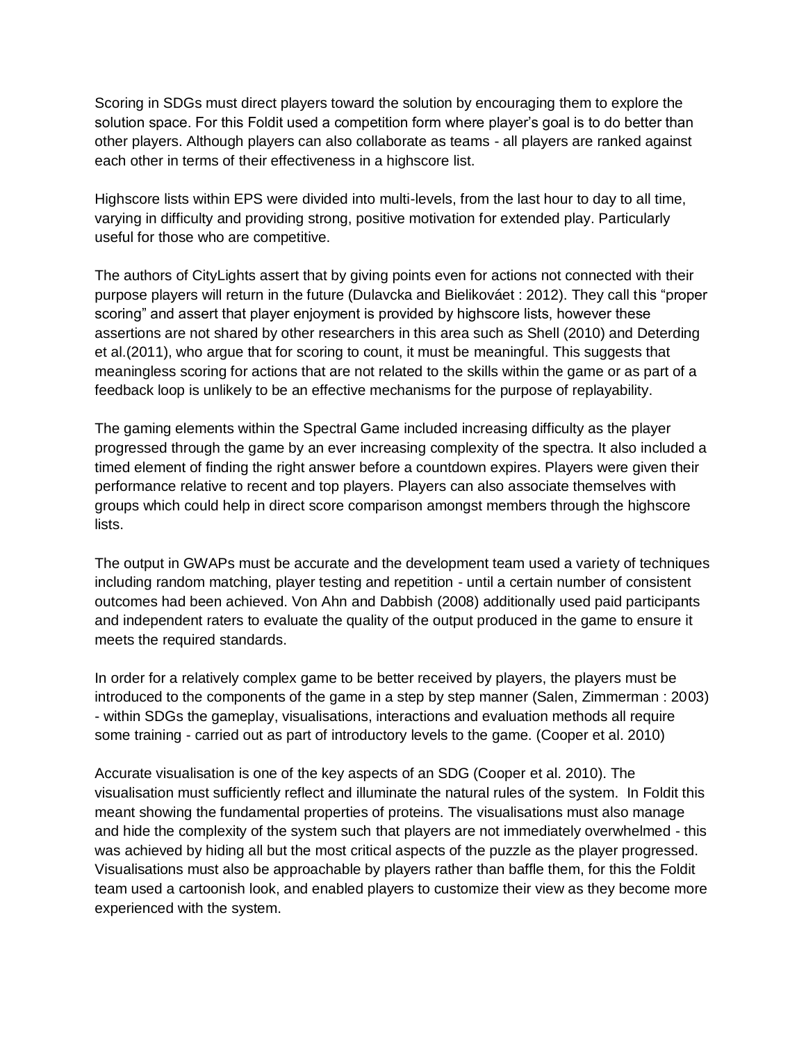Scoring in SDGs must direct players toward the solution by encouraging them to explore the solution space. For this Foldit used a competition form where player's goal is to do better than other players. Although players can also collaborate as teams - all players are ranked against each other in terms of their effectiveness in a highscore list.

Highscore lists within EPS were divided into multi-levels, from the last hour to day to all time, varying in difficulty and providing strong, positive motivation for extended play. Particularly useful for those who are competitive.

The authors of CityLights assert that by giving points even for actions not connected with their purpose players will return in the future (Dulavcka and Bielikováet : 2012). They call this "proper scoring" and assert that player enjoyment is provided by highscore lists, however these assertions are not shared by other researchers in this area such as Shell (2010) and Deterding et al.(2011), who argue that for scoring to count, it must be meaningful. This suggests that meaningless scoring for actions that are not related to the skills within the game or as part of a feedback loop is unlikely to be an effective mechanisms for the purpose of replayability.

The gaming elements within the Spectral Game included increasing difficulty as the player progressed through the game by an ever increasing complexity of the spectra. It also included a timed element of finding the right answer before a countdown expires. Players were given their performance relative to recent and top players. Players can also associate themselves with groups which could help in direct score comparison amongst members through the highscore lists.

The output in GWAPs must be accurate and the development team used a variety of techniques including random matching, player testing and repetition - until a certain number of consistent outcomes had been achieved. Von Ahn and Dabbish (2008) additionally used paid participants and independent raters to evaluate the quality of the output produced in the game to ensure it meets the required standards.

In order for a relatively complex game to be better received by players, the players must be introduced to the components of the game in a step by step manner (Salen, Zimmerman : 2003) - within SDGs the gameplay, visualisations, interactions and evaluation methods all require some training - carried out as part of introductory levels to the game. (Cooper et al. 2010)

Accurate visualisation is one of the key aspects of an SDG (Cooper et al. 2010). The visualisation must sufficiently reflect and illuminate the natural rules of the system. In Foldit this meant showing the fundamental properties of proteins. The visualisations must also manage and hide the complexity of the system such that players are not immediately overwhelmed - this was achieved by hiding all but the most critical aspects of the puzzle as the player progressed. Visualisations must also be approachable by players rather than baffle them, for this the Foldit team used a cartoonish look, and enabled players to customize their view as they become more experienced with the system.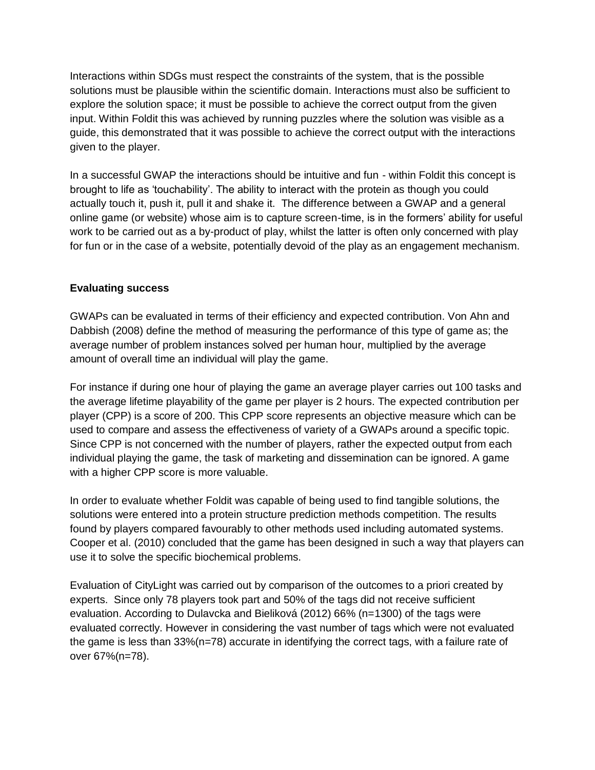Interactions within SDGs must respect the constraints of the system, that is the possible solutions must be plausible within the scientific domain. Interactions must also be sufficient to explore the solution space; it must be possible to achieve the correct output from the given input. Within Foldit this was achieved by running puzzles where the solution was visible as a guide, this demonstrated that it was possible to achieve the correct output with the interactions given to the player.

In a successful GWAP the interactions should be intuitive and fun - within Foldit this concept is brought to life as 'touchability'. The ability to interact with the protein as though you could actually touch it, push it, pull it and shake it.  The difference between a GWAP and a general online game (or website) whose aim is to capture screen-time, is in the formers' ability for useful work to be carried out as a by-product of play, whilst the latter is often only concerned with play for fun or in the case of a website, potentially devoid of the play as an engagement mechanism.

**Evaluating success**

GWAPs can be evaluated in terms of their efficiency and expected contribution. Von Ahn and Dabbish (2008) define the method of measuring the performance of this type of game as; the average number of problem instances solved per human hour, multiplied by the average amount of overall time an individual will play the game.

For instance if during one hour of playing the game an average player carries out 100 tasks and the average lifetime playability of the game per player is 2 hours. The expected contribution per player (CPP) is a score of 200. This CPP score represents an objective measure which can be used to compare and assess the effectiveness of variety of a GWAPs around a specific topic. Since CPP is not concerned with the number of players, rather the expected output from each individual playing the game, the task of marketing and dissemination can be ignored. A game with a higher CPP score is more valuable.

In order to evaluate whether Foldit was capable of being used to find tangible solutions, the solutions were entered into a protein structure prediction methods competition. The results found by players compared favourably to other methods used including automated systems. Cooper et al. (2010) concluded that the game has been designed in such a way that players can use it to solve the specific biochemical problems.

Evaluation of CityLight was carried out by comparison of the outcomes to a priori created by experts.  Since only 78 players took part and 50% of the tags did not receive sufficient evaluation. According to Dulavcka and Bieliková (2012) 66% (n=1300) of the tags were evaluated correctly. However in considering the vast number of tags which were not evaluated the game is less than 33%(n=78) accurate in identifying the correct tags, with a failure rate of over 67%(n=78).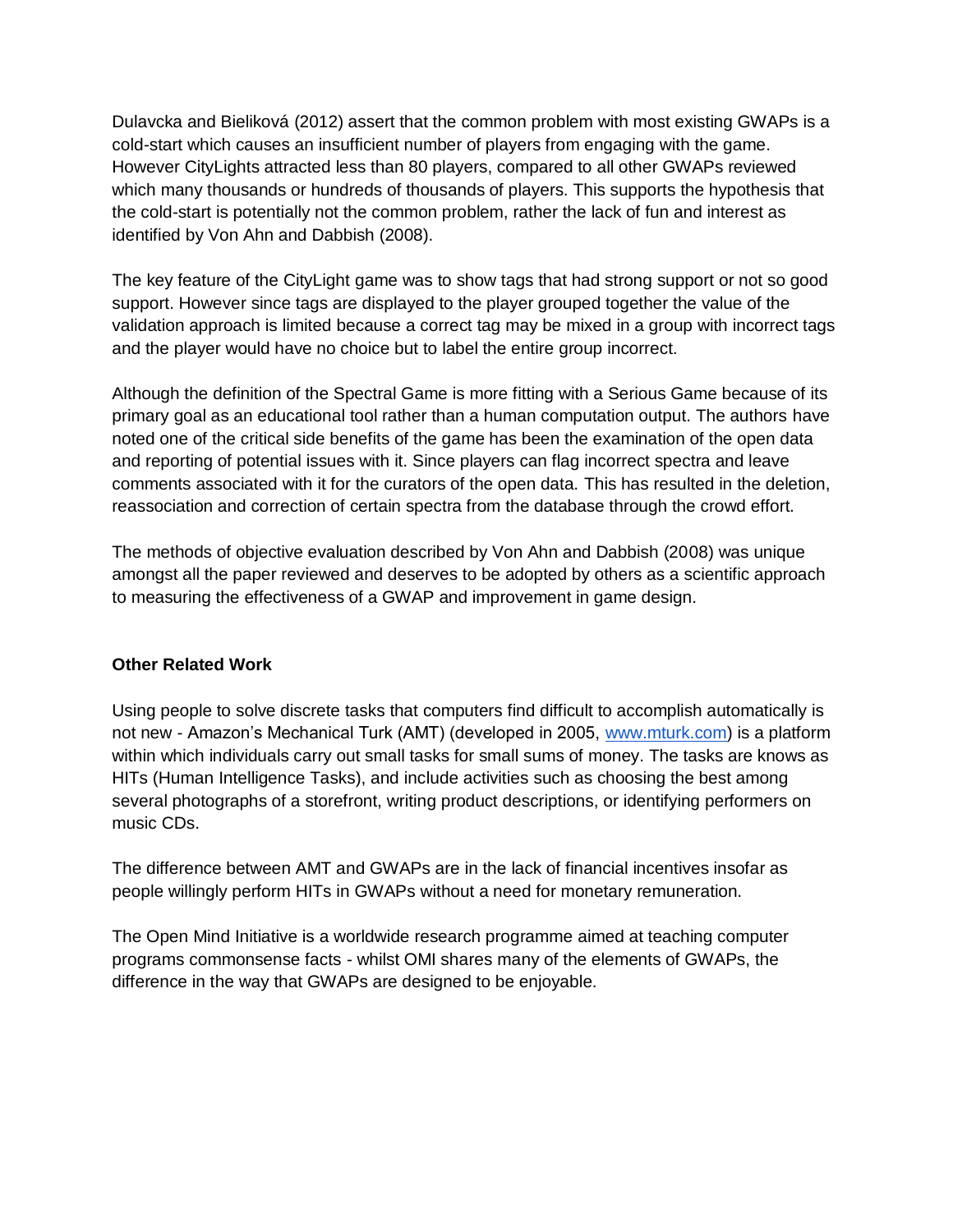Dulavcka and Bieliková (2012) assert that the common problem with most existing GWAPs is a cold-start which causes an insufficient number of players from engaging with the game. However CityLights attracted less than 80 players, compared to all other GWAPs reviewed which many thousands or hundreds of thousands of players. This supports the hypothesis that the cold-start is potentially not the common problem, rather the lack of fun and interest as identified by Von Ahn and Dabbish (2008).

The key feature of the CityLight game was to show tags that had strong support or not so good support. However since tags are displayed to the player grouped together the value of the validation approach is limited because a correct tag may be mixed in a group with incorrect tags and the player would have no choice but to label the entire group incorrect.

Although the definition of the Spectral Game is more fitting with a Serious Game because of its primary goal as an educational tool rather than a human computation output. The authors have noted one of the critical side benefits of the game has been the examination of the open data and reporting of potential issues with it. Since players can flag incorrect spectra and leave comments associated with it for the curators of the open data. This has resulted in the deletion, reassociation and correction of certain spectra from the database through the crowd effort.

The methods of objective evaluation described by Von Ahn and Dabbish (2008) was unique amongst all the paper reviewed and deserves to be adopted by others as a scientific approach to measuring the effectiveness of a GWAP and improvement in game design.

**Other Related Work**

Using people to solve discrete tasks that computers find difficult to accomplish automatically is not new - Amazon's Mechanical Turk (AMT) (developed in 2005, [www.mturk.com](www.mturk.com)) is a platform within which individuals carry out small tasks for small sums of money. The tasks are knows as HITs (Human Intelligence Tasks), and include activities such as choosing the best among several photographs of a storefront, writing product descriptions, or identifying performers on music CDs.

The difference between AMT and GWAPs are in the lack of financial incentives insofar as people willingly perform HITs in GWAPs without a need for monetary remuneration.

The Open Mind Initiative is a worldwide research programme aimed at teaching computer programs commonsense facts - whilst OMI shares many of the elements of GWAPs, the difference in the way that GWAPs are designed to be enjoyable.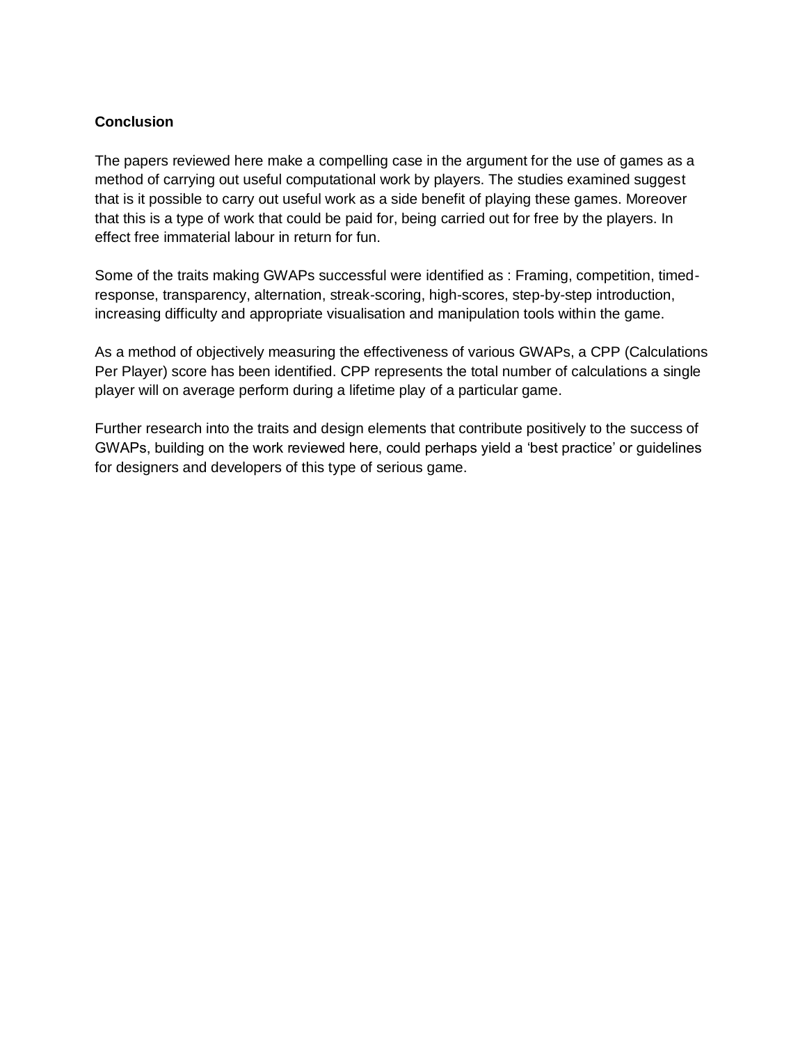**Conclusion**

The papers reviewed here make a compelling case in the argument for the use of games as a method of carrying out useful computational work by players. The studies examined suggest that is it possible to carry out useful work as a side benefit of playing these games. Moreover that this is a type of work that could be paid for, being carried out for free by the players. In effect free immaterial labour in return for fun.

Some of the traits making GWAPs successful were identified as : Framing, competition, timed-response, transparency, alternation, streak-scoring, high-scores, step-by-step introduction, increasing difficulty and appropriate visualisation and manipulation tools within the game.

As a method of objectively measuring the effectiveness of various GWAPs, a CPP (Calculations Per Player) score has been identified. CPP represents the total number of calculations a single player will on average perform during a lifetime play of a particular game.

Further research into the traits and design elements that contribute positively to the success of GWAPs, building on the work reviewed here, could perhaps yield a 'best practice' or guidelines for designers and developers of this type of serious game.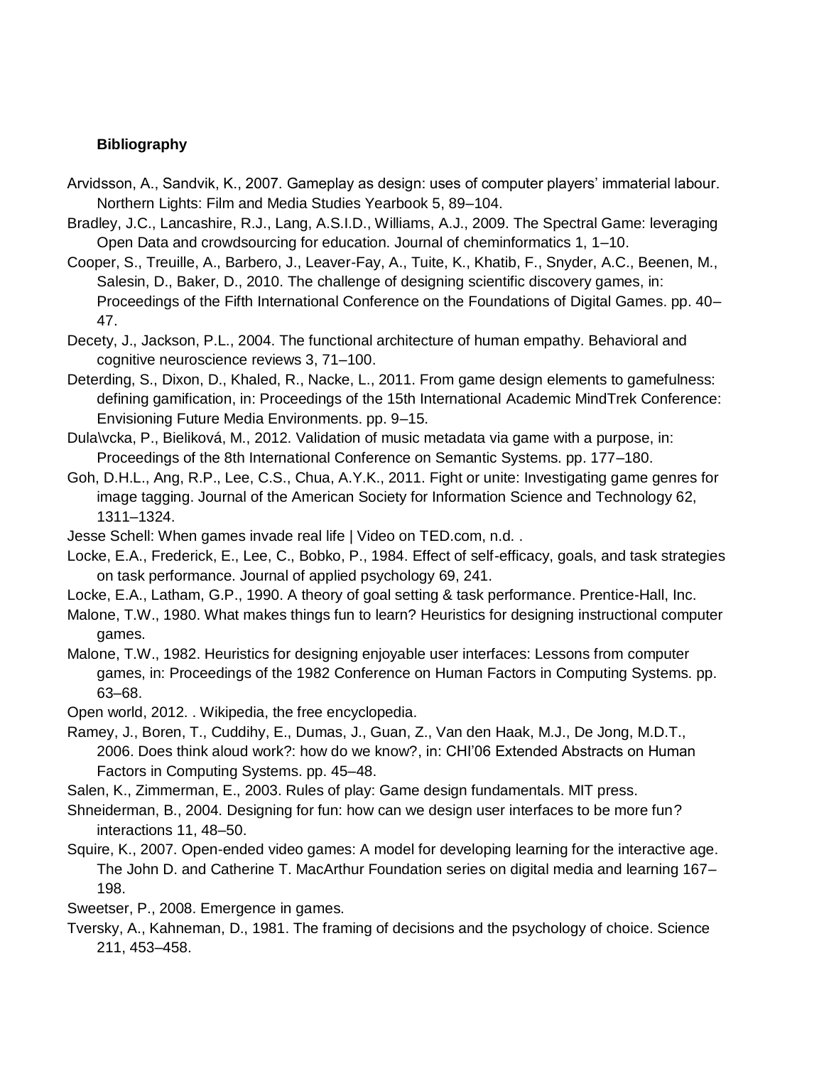**Bibliography**

Arvidsson, A., Sandvik, K., 2007. Gameplay as design: uses of computer players' immaterial labour. Northern Lights: Film and Media Studies Yearbook 5, 89–104.

Bradley, J.C., Lancashire, R.J., Lang, A.S.I.D., Williams, A.J., 2009. The Spectral Game: leveraging Open Data and crowdsourcing for education. Journal of cheminformatics 1, 1–10.

Cooper, S., Treuille, A., Barbero, J., Leaver-Fay, A., Tuite, K., Khatib, F., Snyder, A.C., Beenen, M., Salesin, D., Baker, D., 2010. The challenge of designing scientific discovery games, in: Proceedings of the Fifth International Conference on the Foundations of Digital Games. pp. 40–47.

Decety, J., Jackson, P.L., 2004. The functional architecture of human empathy. Behavioral and cognitive neuroscience reviews 3, 71–100.

Deterding, S., Dixon, D., Khaled, R., Nacke, L., 2011. From game design elements to gamefulness: defining gamification, in: Proceedings of the 15th International Academic MindTrek Conference: Envisioning Future Media Environments. pp. 9–15.

Dula\vcka, P., Bieliková, M., 2012. Validation of music metadata via game with a purpose, in: Proceedings of the 8th International Conference on Semantic Systems. pp. 177–180.

Goh, D.H.L., Ang, R.P., Lee, C.S., Chua, A.Y.K., 2011. Fight or unite: Investigating game genres for image tagging. Journal of the American Society for Information Science and Technology 62, 1311–1324.

Jesse Schell: When games invade real life | Video on TED.com, n.d. .

Locke, E.A., Frederick, E., Lee, C., Bobko, P., 1984. Effect of self-efficacy, goals, and task strategies on task performance. Journal of applied psychology 69, 241.

Locke, E.A., Latham, G.P., 1990. A theory of goal setting & task performance. Prentice-Hall, Inc.

Malone, T.W., 1980. What makes things fun to learn? Heuristics for designing instructional computer games.

Malone, T.W., 1982. Heuristics for designing enjoyable user interfaces: Lessons from computer games, in: Proceedings of the 1982 Conference on Human Factors in Computing Systems. pp. 63–68.

Open world, 2012. . Wikipedia, the free encyclopedia.

Ramey, J., Boren, T., Cuddihy, E., Dumas, J., Guan, Z., Van den Haak, M.J., De Jong, M.D.T., 2006. Does think aloud work?: how do we know?, in: CHI'06 Extended Abstracts on Human Factors in Computing Systems. pp. 45–48.

Salen, K., Zimmerman, E., 2003. Rules of play: Game design fundamentals. MIT press.

Shneiderman, B., 2004. Designing for fun: how can we design user interfaces to be more fun? interactions 11, 48–50.

Squire, K., 2007. Open-ended video games: A model for developing learning for the interactive age. The John D. and Catherine T. MacArthur Foundation series on digital media and learning 167–198.

Sweetser, P., 2008. Emergence in games.

Tversky, A., Kahneman, D., 1981. The framing of decisions and the psychology of choice. Science 211, 453–458.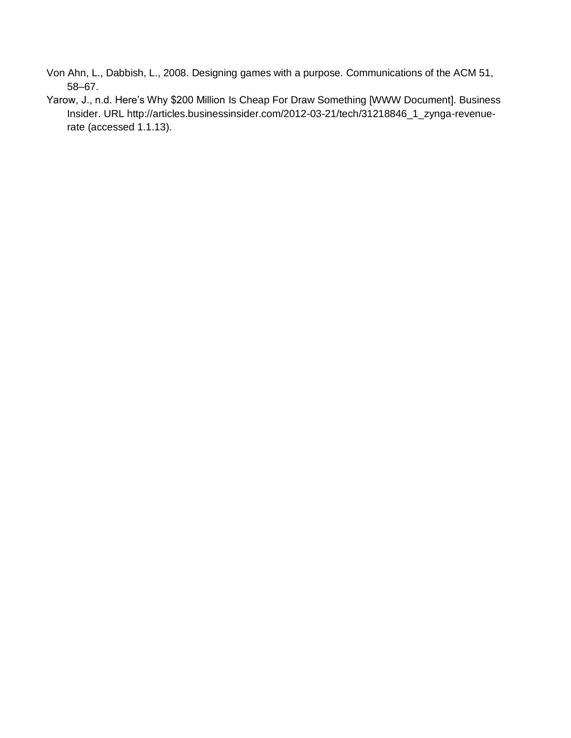Von Ahn, L., Dabbish, L., 2008. Designing games with a purpose. Communications of the ACM 51, 58–67.

Yarow, J., n.d. Here's Why $200 Million Is Cheap For Draw Something [WWW Document]. Business Insider. URL http://articles.businessinsider.com/2012-03-21/tech/31218846_1_zynga-revenue-rate (accessed 1.1.13).